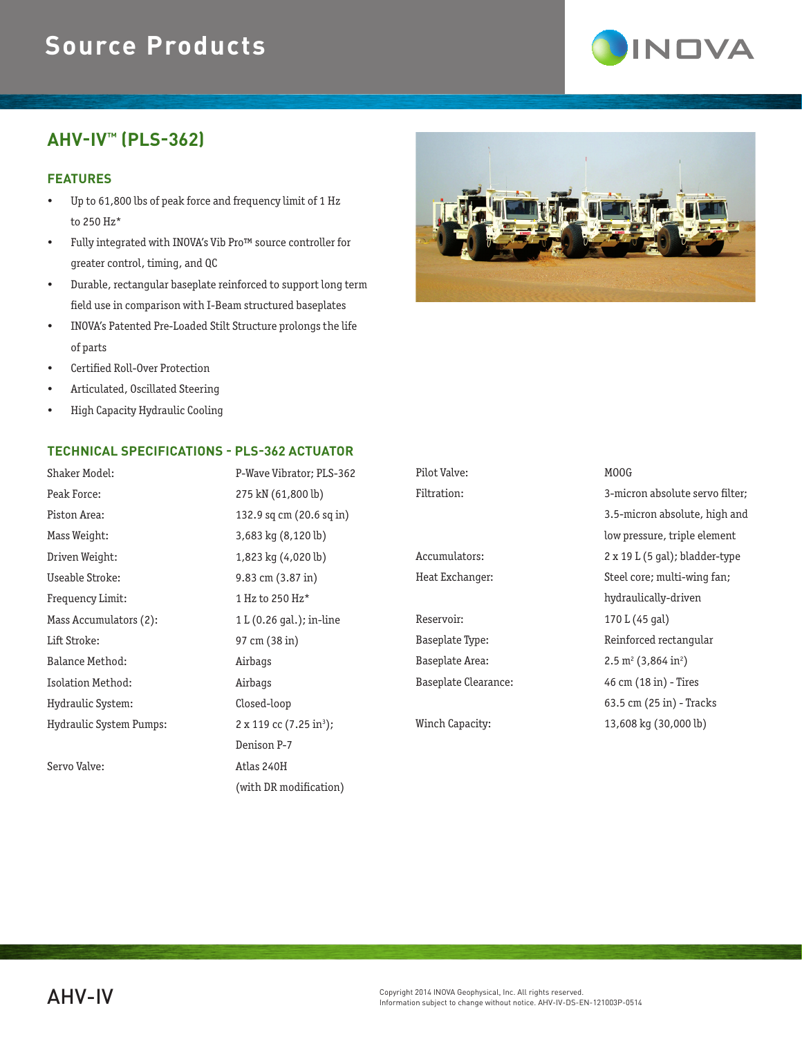# Source Products

## AHV-IV™ (PLS-362)

### FEATURES

- Up to 61,800 lbs of peak force and frequency limit of 1 Hz to 250 Hz*
- Fully integrated with INOVA's Vib Pro™ source controller for greater control, timing, and QC
- Durable, rectangular baseplate reinforced to support long term field use in comparison with I-Beam structured baseplates
- INOVA's Patented Pre-Loaded Stilt Structure prolongs the life of parts
- Certified Roll-Over Protection
- Articulated, Oscillated Steering
- High Capacity Hydraulic Cooling

### TECHNICAL SPECIFICATIONS - PLS-362 ACTUATOR

| Specification | Value |
|---|---|
| Shaker Model: | P-Wave Vibrator; PLS-362 |
| Peak Force: | 275 kN (61,800 lb) |
| Piston Area: | 132.9 sq cm (20.6 sq in) |
| Mass Weight: | 3,683 kg (8,120 lb) |
| Driven Weight: | 1,823 kg (4,020 lb) |
| Useable Stroke: | 9.83 cm (3.87 in) |
| Frequency Limit: | 1 Hz to 250 Hz* |
| Mass Accumulators (2): | 1 L (0.26 gal.); in-line |
| Lift Stroke: | 97 cm (38 in) |
| Balance Method: | Airbags |
| Isolation Method: | Airbags |
| Hydraulic System: | Closed-loop |
| Hydraulic System Pumps: | 2 x 119 cc (7.25 in³); Denison P-7 |
| Servo Valve: | Atlas 240H (with DR modification) |
| Pilot Valve: | MOOG |
| Filtration: | 3-micron absolute servo filter; 3.5-micron absolute, high and low pressure, triple element |
| Accumulators: | 2 x 19 L (5 gal); bladder-type |
| Heat Exchanger: | Steel core; multi-wing fan; hydraulically-driven |
| Reservoir: | 170 L (45 gal) |
| Baseplate Type: | Reinforced rectangular |
| Baseplate Area: | 2.5 m² (3,864 in²) |
| Baseplate Clearance: | 46 cm (18 in) - Tires; 63.5 cm (25 in) - Tracks |
| Winch Capacity: | 13,608 kg (30,000 lb) |

AHV-IV

Copyright 2014 INOVA Geophysical, Inc. All rights reserved.
Information subject to change without notice. AHV-IV-DS-EN-121003P-0514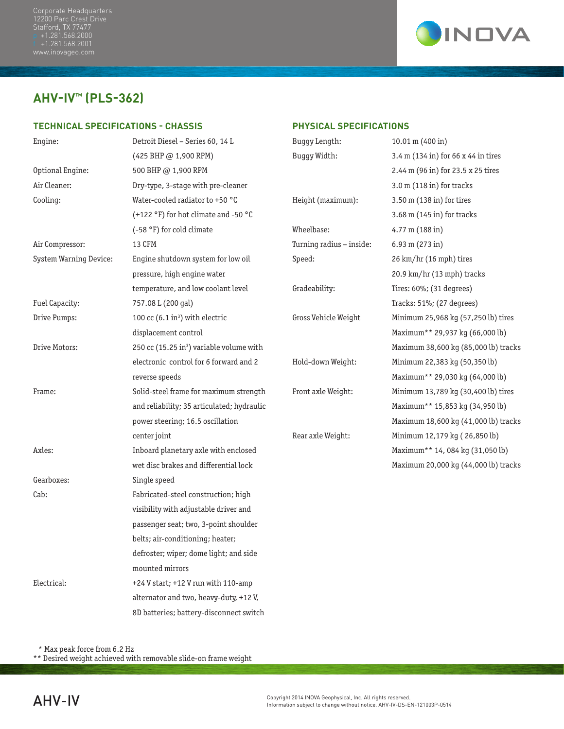Corporate Headquarters
12200 Parc Crest Drive
Stafford, TX 77477
p +1.281.568.2000
f +1.281.568.2001
www.inovageo.com

# AHV-IV™ (PLS-362)

## TECHNICAL SPECIFICATIONS - CHASSIS

| | |
|---|---|
| Engine: | Detroit Diesel – Series 60, 14 L (425 BHP @ 1,900 RPM) |
| Optional Engine: | 500 BHP @ 1,900 RPM |
| Air Cleaner: | Dry-type, 3-stage with pre-cleaner |
| Cooling: | Water-cooled radiator to +50 °C (+122 °F) for hot climate and -50 °C (-58 °F) for cold climate |
| Air Compressor: | 13 CFM |
| System Warning Device: | Engine shutdown system for low oil pressure, high engine water temperature, and low coolant level |
| Fuel Capacity: | 757.08 L (200 gal) |
| Drive Pumps: | 100 cc (6.1 in³) with electric displacement control |
| Drive Motors: | 250 cc (15.25 in³) variable volume with electronic control for 6 forward and 2 reverse speeds |
| Frame: | Solid-steel frame for maximum strength and reliability; 35 articulated; hydraulic power steering; 16.5 oscillation center joint |
| Axles: | Inboard planetary axle with enclosed wet disc brakes and differential lock |
| Gearboxes: | Single speed |
| Cab: | Fabricated-steel construction; high visibility with adjustable driver and passenger seat; two, 3-point shoulder belts; air-conditioning; heater; defroster; wiper; dome light; and side mounted mirrors |
| Electrical: | +24 V start; +12 V run with 110-amp alternator and two, heavy-duty, +12 V, 8D batteries; battery-disconnect switch |

## PHYSICAL SPECIFICATIONS

| | |
|---|---|
| Buggy Length: | 10.01 m (400 in) |
| Buggy Width: | 3.4 m (134 in) for 66 x 44 in tires<br>2.44 m (96 in) for 23.5 x 25 tires<br>3.0 m (118 in) for tracks |
| Height (maximum): | 3.50 m (138 in) for tires<br>3.68 m (145 in) for tracks |
| Wheelbase: | 4.77 m (188 in) |
| Turning radius – inside: | 6.93 m (273 in) |
| Speed: | 26 km/hr (16 mph) tires<br>20.9 km/hr (13 mph) tracks |
| Gradeability: | Tires: 60%; (31 degrees)<br>Tracks: 51%; (27 degrees) |
| Gross Vehicle Weight | Minimum 25,968 kg (57,250 lb) tires<br>Maximum** 29,937 kg (66,000 lb)<br>Maximum 38,600 kg (85,000 lb) tracks |
| Hold-down Weight: | Minimum 22,383 kg (50,350 lb)<br>Maximum** 29,030 kg (64,000 lb) |
| Front axle Weight: | Minimum 13,789 kg (30,400 lb) tires<br>Maximum** 15,853 kg (34,950 lb)<br>Maximum 18,600 kg (41,000 lb) tracks |
| Rear axle Weight: | Minimum 12,179 kg ( 26,850 lb)<br>Maximum** 14, 084 kg (31,050 lb)<br>Maximum 20,000 kg (44,000 lb) tracks |

\* Max peak force from 6.2 Hz
** Desired weight achieved with removable slide-on frame weight

AHV-IV

Copyright 2014 INOVA Geophysical, Inc. All rights reserved.
Information subject to change without notice. AHV-IV-DS-EN-121003P-0514